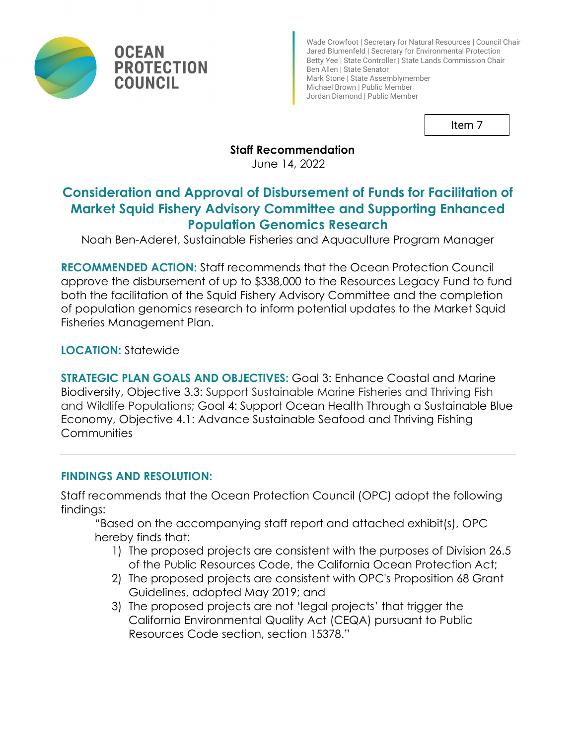**OCEAN PROTECTION COUNCIL**

Wade Crowfoot | Secretary for Natural Resources | Council Chair
Jared Blumenfeld | Secretary for Environmental Protection
Betty Yee | State Controller | State Lands Commission Chair
Ben Allen | State Senator
Mark Stone | State Assemblymember
Michael Brown | Public Member
Jordan Diamond | Public Member

Item 7

**Staff Recommendation**
June 14, 2022

# Consideration and Approval of Disbursement of Funds for Facilitation of Market Squid Fishery Advisory Committee and Supporting Enhanced Population Genomics Research

Noah Ben-Aderet, Sustainable Fisheries and Aquaculture Program Manager

**RECOMMENDED ACTION:** Staff recommends that the Ocean Protection Council approve the disbursement of up to $338,000 to the Resources Legacy Fund to fund both the facilitation of the Squid Fishery Advisory Committee and the completion of population genomics research to inform potential updates to the Market Squid Fisheries Management Plan.

**LOCATION:** Statewide

**STRATEGIC PLAN GOALS AND OBJECTIVES:** Goal 3: Enhance Coastal and Marine Biodiversity, Objective 3.3: Support Sustainable Marine Fisheries and Thriving Fish and Wildlife Populations; Goal 4: Support Ocean Health Through a Sustainable Blue Economy, Objective 4.1: Advance Sustainable Seafood and Thriving Fishing Communities

---

## FINDINGS AND RESOLUTION:

Staff recommends that the Ocean Protection Council (OPC) adopt the following findings:

> "Based on the accompanying staff report and attached exhibit(s), OPC hereby finds that:
>
> 1) The proposed projects are consistent with the purposes of Division 26.5 of the Public Resources Code, the California Ocean Protection Act;
> 2) The proposed projects are consistent with OPC's Proposition 68 Grant Guidelines, adopted May 2019; and
> 3) The proposed projects are not 'legal projects' that trigger the California Environmental Quality Act (CEQA) pursuant to Public Resources Code section, section 15378."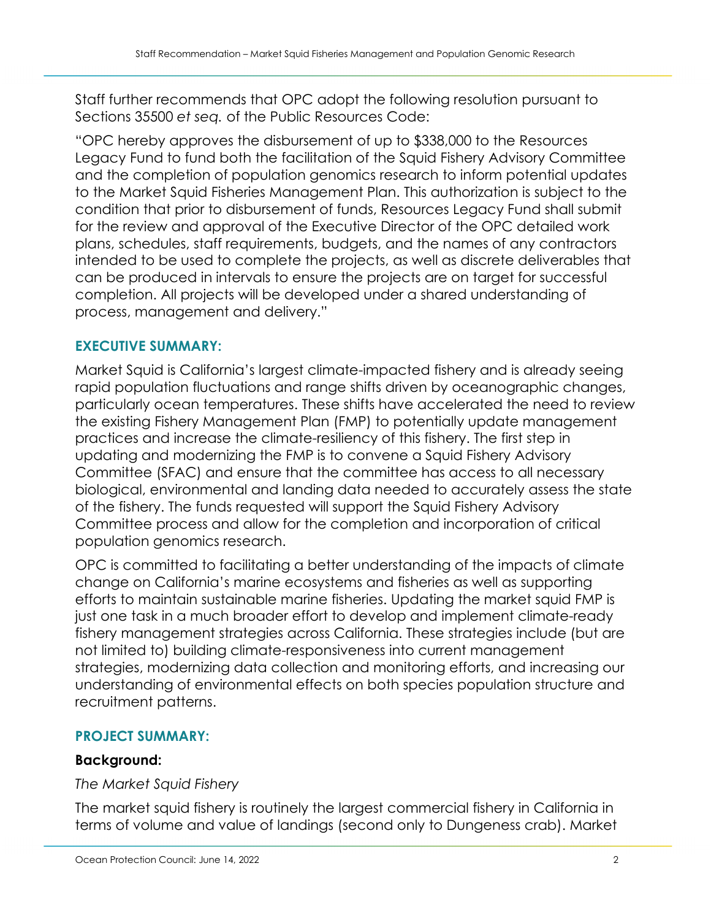Staff further recommends that OPC adopt the following resolution pursuant to Sections 35500 *et seq.* of the Public Resources Code:

"OPC hereby approves the disbursement of up to $338,000 to the Resources Legacy Fund to fund both the facilitation of the Squid Fishery Advisory Committee and the completion of population genomics research to inform potential updates to the Market Squid Fisheries Management Plan. This authorization is subject to the condition that prior to disbursement of funds, Resources Legacy Fund shall submit for the review and approval of the Executive Director of the OPC detailed work plans, schedules, staff requirements, budgets, and the names of any contractors intended to be used to complete the projects, as well as discrete deliverables that can be produced in intervals to ensure the projects are on target for successful completion. All projects will be developed under a shared understanding of process, management and delivery."

## EXECUTIVE SUMMARY:

Market Squid is California's largest climate-impacted fishery and is already seeing rapid population fluctuations and range shifts driven by oceanographic changes, particularly ocean temperatures. These shifts have accelerated the need to review the existing Fishery Management Plan (FMP) to potentially update management practices and increase the climate-resiliency of this fishery. The first step in updating and modernizing the FMP is to convene a Squid Fishery Advisory Committee (SFAC) and ensure that the committee has access to all necessary biological, environmental and landing data needed to accurately assess the state of the fishery. The funds requested will support the Squid Fishery Advisory Committee process and allow for the completion and incorporation of critical population genomics research.

OPC is committed to facilitating a better understanding of the impacts of climate change on California's marine ecosystems and fisheries as well as supporting efforts to maintain sustainable marine fisheries. Updating the market squid FMP is just one task in a much broader effort to develop and implement climate-ready fishery management strategies across California. These strategies include (but are not limited to) building climate-responsiveness into current management strategies, modernizing data collection and monitoring efforts, and increasing our understanding of environmental effects on both species population structure and recruitment patterns.

## PROJECT SUMMARY:

### Background:

*The Market Squid Fishery*

The market squid fishery is routinely the largest commercial fishery in California in terms of volume and value of landings (second only to Dungeness crab). Market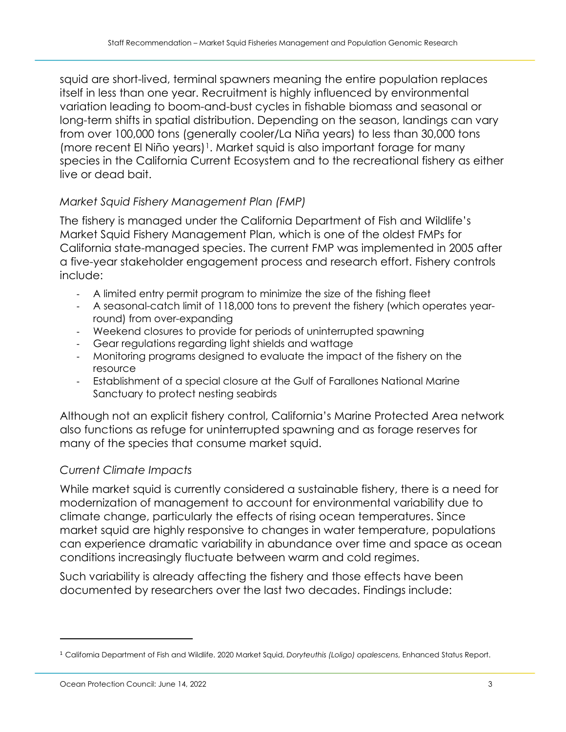squid are short-lived, terminal spawners meaning the entire population replaces itself in less than one year. Recruitment is highly influenced by environmental variation leading to boom-and-bust cycles in fishable biomass and seasonal or long-term shifts in spatial distribution. Depending on the season, landings can vary from over 100,000 tons (generally cooler/La Niña years) to less than 30,000 tons (more recent El Niño years)[1]. Market squid is also important forage for many species in the California Current Ecosystem and to the recreational fishery as either live or dead bait.

### *Market Squid Fishery Management Plan (FMP)*

The fishery is managed under the California Department of Fish and Wildlife's Market Squid Fishery Management Plan, which is one of the oldest FMPs for California state-managed species. The current FMP was implemented in 2005 after a five-year stakeholder engagement process and research effort. Fishery controls include:

- A limited entry permit program to minimize the size of the fishing fleet
- A seasonal-catch limit of 118,000 tons to prevent the fishery (which operates year-round) from over-expanding
- Weekend closures to provide for periods of uninterrupted spawning
- Gear regulations regarding light shields and wattage
- Monitoring programs designed to evaluate the impact of the fishery on the resource
- Establishment of a special closure at the Gulf of Farallones National Marine Sanctuary to protect nesting seabirds

Although not an explicit fishery control, California's Marine Protected Area network also functions as refuge for uninterrupted spawning and as forage reserves for many of the species that consume market squid.

### *Current Climate Impacts*

While market squid is currently considered a sustainable fishery, there is a need for modernization of management to account for environmental variability due to climate change, particularly the effects of rising ocean temperatures. Since market squid are highly responsive to changes in water temperature, populations can experience dramatic variability in abundance over time and space as ocean conditions increasingly fluctuate between warm and cold regimes.

Such variability is already affecting the fishery and those effects have been documented by researchers over the last two decades. Findings include:

---

[1] California Department of Fish and Wildlife. 2020 Market Squid, *Doryteuthis (Loligo) opalescens*, Enhanced Status Report.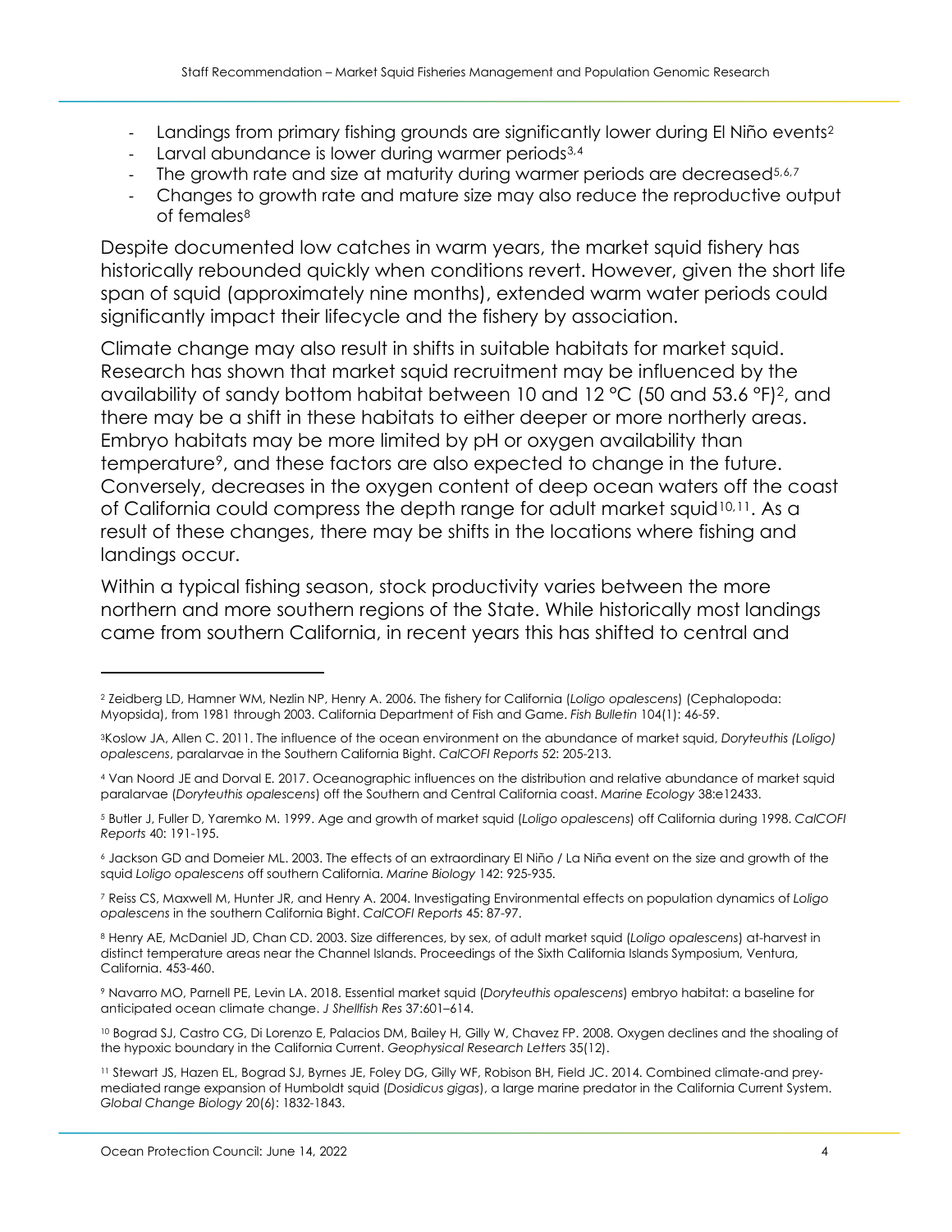- Landings from primary fishing grounds are significantly lower during El Niño events[2]
- Larval abundance is lower during warmer periods[3,4]
- The growth rate and size at maturity during warmer periods are decreased[5,6,7]
- Changes to growth rate and mature size may also reduce the reproductive output of females[8]

Despite documented low catches in warm years, the market squid fishery has historically rebounded quickly when conditions revert. However, given the short life span of squid (approximately nine months), extended warm water periods could significantly impact their lifecycle and the fishery by association.

Climate change may also result in shifts in suitable habitats for market squid. Research has shown that market squid recruitment may be influenced by the availability of sandy bottom habitat between 10 and 12 °C (50 and 53.6 °F)[2], and there may be a shift in these habitats to either deeper or more northerly areas. Embryo habitats may be more limited by pH or oxygen availability than temperature[9], and these factors are also expected to change in the future. Conversely, decreases in the oxygen content of deep ocean waters off the coast of California could compress the depth range for adult market squid[10,11]. As a result of these changes, there may be shifts in the locations where fishing and landings occur.

Within a typical fishing season, stock productivity varies between the more northern and more southern regions of the State. While historically most landings came from southern California, in recent years this has shifted to central and

---

[2] Zeidberg LD, Hamner WM, Nezlin NP, Henry A. 2006. The fishery for California (*Loligo opalescens*) (Cephalopoda: Myopsida), from 1981 through 2003. California Department of Fish and Game. *Fish Bulletin* 104(1): 46-59.

[3] Koslow JA, Allen C. 2011. The influence of the ocean environment on the abundance of market squid, *Doryteuthis (Loligo) opalescens*, paralarvae in the Southern California Bight. *CalCOFI Reports* 52: 205-213.

[4] Van Noord JE and Dorval E. 2017. Oceanographic influences on the distribution and relative abundance of market squid paralarvae (*Doryteuthis opalescens*) off the Southern and Central California coast. *Marine Ecology* 38:e12433.

[5] Butler J, Fuller D, Yaremko M. 1999. Age and growth of market squid (*Loligo opalescens*) off California during 1998. *CalCOFI Reports* 40: 191-195.

[6] Jackson GD and Domeier ML. 2003. The effects of an extraordinary El Niño / La Niña event on the size and growth of the squid *Loligo opalescens* off southern California. *Marine Biology* 142: 925-935.

[7] Reiss CS, Maxwell M, Hunter JR, and Henry A. 2004. Investigating Environmental effects on population dynamics of *Loligo opalescens* in the southern California Bight. *CalCOFI Reports* 45: 87-97.

[8] Henry AE, McDaniel JD, Chan CD. 2003. Size differences, by sex, of adult market squid (*Loligo opalescens*) at-harvest in distinct temperature areas near the Channel Islands. Proceedings of the Sixth California Islands Symposium, Ventura, California. 453-460.

[9] Navarro MO, Parnell PE, Levin LA. 2018. Essential market squid (*Doryteuthis opalescens*) embryo habitat: a baseline for anticipated ocean climate change. *J Shellfish Res* 37:601–614.

[10] Bograd SJ, Castro CG, Di Lorenzo E, Palacios DM, Bailey H, Gilly W, Chavez FP. 2008. Oxygen declines and the shoaling of the hypoxic boundary in the California Current. *Geophysical Research Letters* 35(12).

[11] Stewart JS, Hazen EL, Bograd SJ, Byrnes JE, Foley DG, Gilly WF, Robison BH, Field JC. 2014. Combined climate-and prey-mediated range expansion of Humboldt squid (*Dosidicus gigas*), a large marine predator in the California Current System. *Global Change Biology* 20(6): 1832-1843.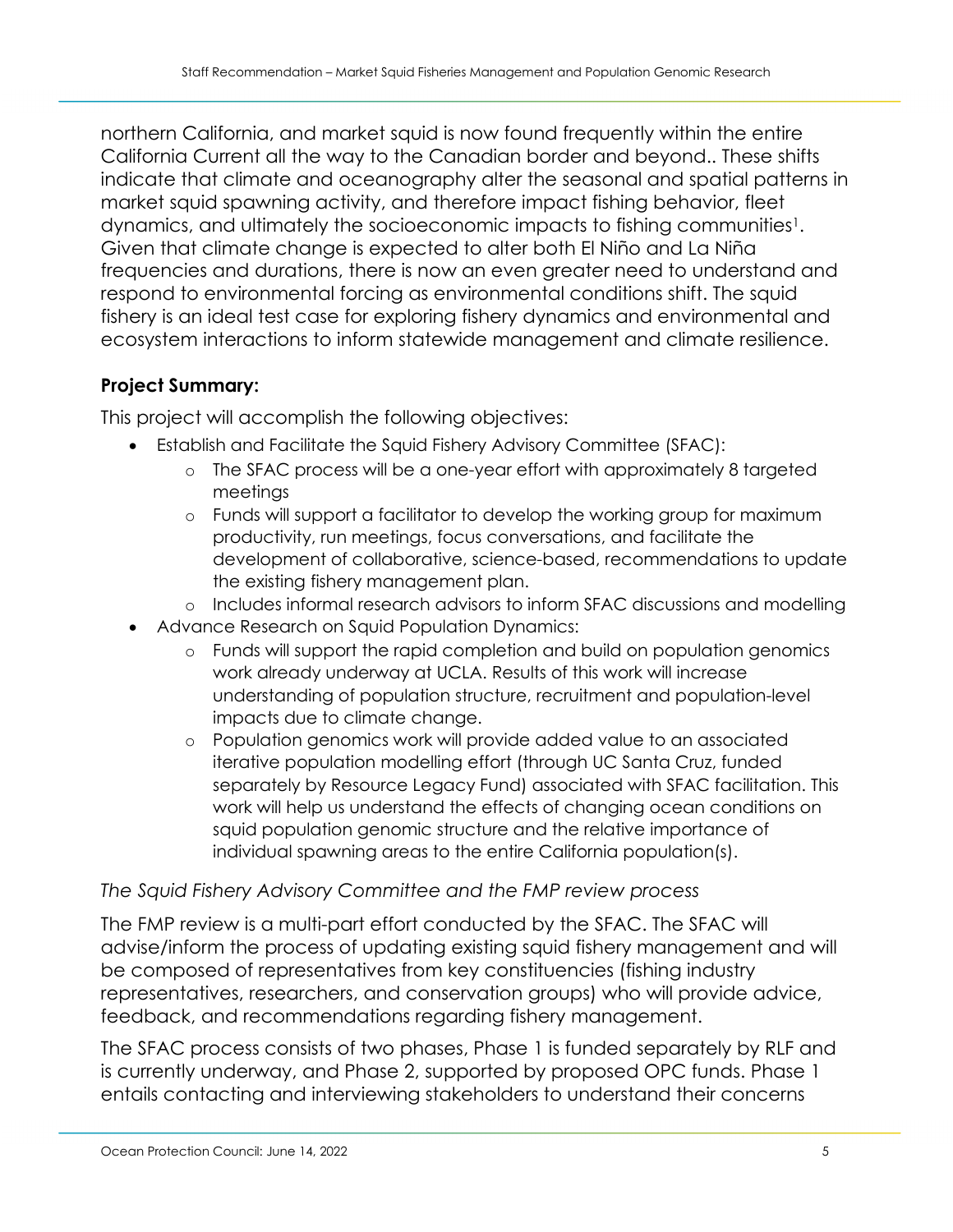northern California, and market squid is now found frequently within the entire California Current all the way to the Canadian border and beyond.. These shifts indicate that climate and oceanography alter the seasonal and spatial patterns in market squid spawning activity, and therefore impact fishing behavior, fleet dynamics, and ultimately the socioeconomic impacts to fishing communities[1]. Given that climate change is expected to alter both El Niño and La Niña frequencies and durations, there is now an even greater need to understand and respond to environmental forcing as environmental conditions shift. The squid fishery is an ideal test case for exploring fishery dynamics and environmental and ecosystem interactions to inform statewide management and climate resilience.

**Project Summary:**

This project will accomplish the following objectives:

- Establish and Facilitate the Squid Fishery Advisory Committee (SFAC):
  - The SFAC process will be a one-year effort with approximately 8 targeted meetings
  - Funds will support a facilitator to develop the working group for maximum productivity, run meetings, focus conversations, and facilitate the development of collaborative, science-based, recommendations to update the existing fishery management plan.
  - Includes informal research advisors to inform SFAC discussions and modelling
- Advance Research on Squid Population Dynamics:
  - Funds will support the rapid completion and build on population genomics work already underway at UCLA. Results of this work will increase understanding of population structure, recruitment and population-level impacts due to climate change.
  - Population genomics work will provide added value to an associated iterative population modelling effort (through UC Santa Cruz, funded separately by Resource Legacy Fund) associated with SFAC facilitation. This work will help us understand the effects of changing ocean conditions on squid population genomic structure and the relative importance of individual spawning areas to the entire California population(s).

*The Squid Fishery Advisory Committee and the FMP review process*

The FMP review is a multi-part effort conducted by the SFAC. The SFAC will advise/inform the process of updating existing squid fishery management and will be composed of representatives from key constituencies (fishing industry representatives, researchers, and conservation groups) who will provide advice, feedback, and recommendations regarding fishery management.

The SFAC process consists of two phases, Phase 1 is funded separately by RLF and is currently underway, and Phase 2, supported by proposed OPC funds. Phase 1 entails contacting and interviewing stakeholders to understand their concerns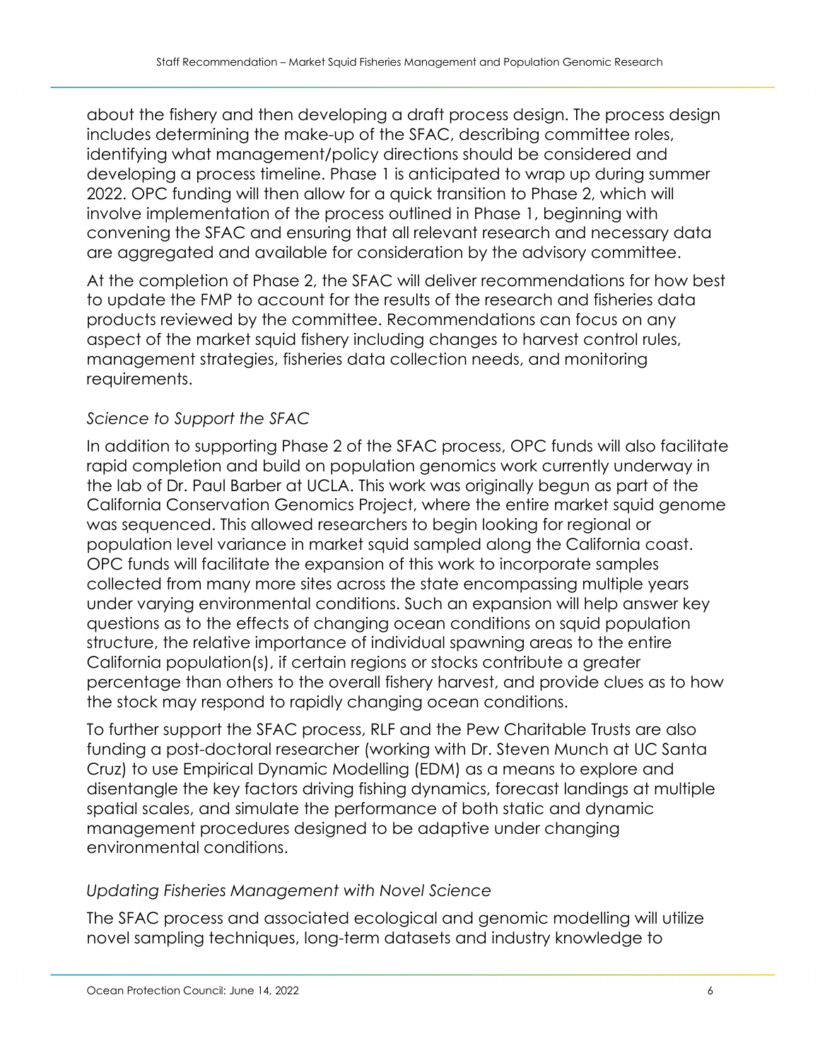about the fishery and then developing a draft process design. The process design includes determining the make-up of the SFAC, describing committee roles, identifying what management/policy directions should be considered and developing a process timeline. Phase 1 is anticipated to wrap up during summer 2022. OPC funding will then allow for a quick transition to Phase 2, which will involve implementation of the process outlined in Phase 1, beginning with convening the SFAC and ensuring that all relevant research and necessary data are aggregated and available for consideration by the advisory committee.

At the completion of Phase 2, the SFAC will deliver recommendations for how best to update the FMP to account for the results of the research and fisheries data products reviewed by the committee. Recommendations can focus on any aspect of the market squid fishery including changes to harvest control rules, management strategies, fisheries data collection needs, and monitoring requirements.

*Science to Support the SFAC*

In addition to supporting Phase 2 of the SFAC process, OPC funds will also facilitate rapid completion and build on population genomics work currently underway in the lab of Dr. Paul Barber at UCLA. This work was originally begun as part of the California Conservation Genomics Project, where the entire market squid genome was sequenced. This allowed researchers to begin looking for regional or population level variance in market squid sampled along the California coast. OPC funds will facilitate the expansion of this work to incorporate samples collected from many more sites across the state encompassing multiple years under varying environmental conditions. Such an expansion will help answer key questions as to the effects of changing ocean conditions on squid population structure, the relative importance of individual spawning areas to the entire California population(s), if certain regions or stocks contribute a greater percentage than others to the overall fishery harvest, and provide clues as to how the stock may respond to rapidly changing ocean conditions.

To further support the SFAC process, RLF and the Pew Charitable Trusts are also funding a post-doctoral researcher (working with Dr. Steven Munch at UC Santa Cruz) to use Empirical Dynamic Modelling (EDM) as a means to explore and disentangle the key factors driving fishing dynamics, forecast landings at multiple spatial scales, and simulate the performance of both static and dynamic management procedures designed to be adaptive under changing environmental conditions.

*Updating Fisheries Management with Novel Science*

The SFAC process and associated ecological and genomic modelling will utilize novel sampling techniques, long-term datasets and industry knowledge to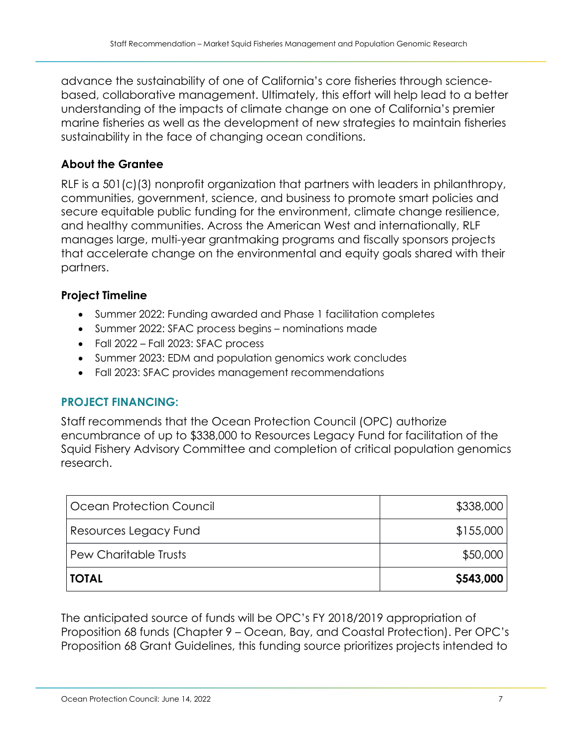advance the sustainability of one of California's core fisheries through science-based, collaborative management. Ultimately, this effort will help lead to a better understanding of the impacts of climate change on one of California's premier marine fisheries as well as the development of new strategies to maintain fisheries sustainability in the face of changing ocean conditions.

### About the Grantee

RLF is a 501(c)(3) nonprofit organization that partners with leaders in philanthropy, communities, government, science, and business to promote smart policies and secure equitable public funding for the environment, climate change resilience, and healthy communities. Across the American West and internationally, RLF manages large, multi-year grantmaking programs and fiscally sponsors projects that accelerate change on the environmental and equity goals shared with their partners.

### Project Timeline

- Summer 2022: Funding awarded and Phase 1 facilitation completes
- Summer 2022: SFAC process begins – nominations made
- Fall 2022 – Fall 2023: SFAC process
- Summer 2023: EDM and population genomics work concludes
- Fall 2023: SFAC provides management recommendations

## PROJECT FINANCING:

Staff recommends that the Ocean Protection Council (OPC) authorize encumbrance of up to $338,000 to Resources Legacy Fund for facilitation of the Squid Fishery Advisory Committee and completion of critical population genomics research.

| | |
|---|---:|
| Ocean Protection Council | $338,000 |
| Resources Legacy Fund | $155,000 |
| Pew Charitable Trusts | $50,000 |
| **TOTAL** | **$543,000** |

The anticipated source of funds will be OPC's FY 2018/2019 appropriation of Proposition 68 funds (Chapter 9 – Ocean, Bay, and Coastal Protection). Per OPC's Proposition 68 Grant Guidelines, this funding source prioritizes projects intended to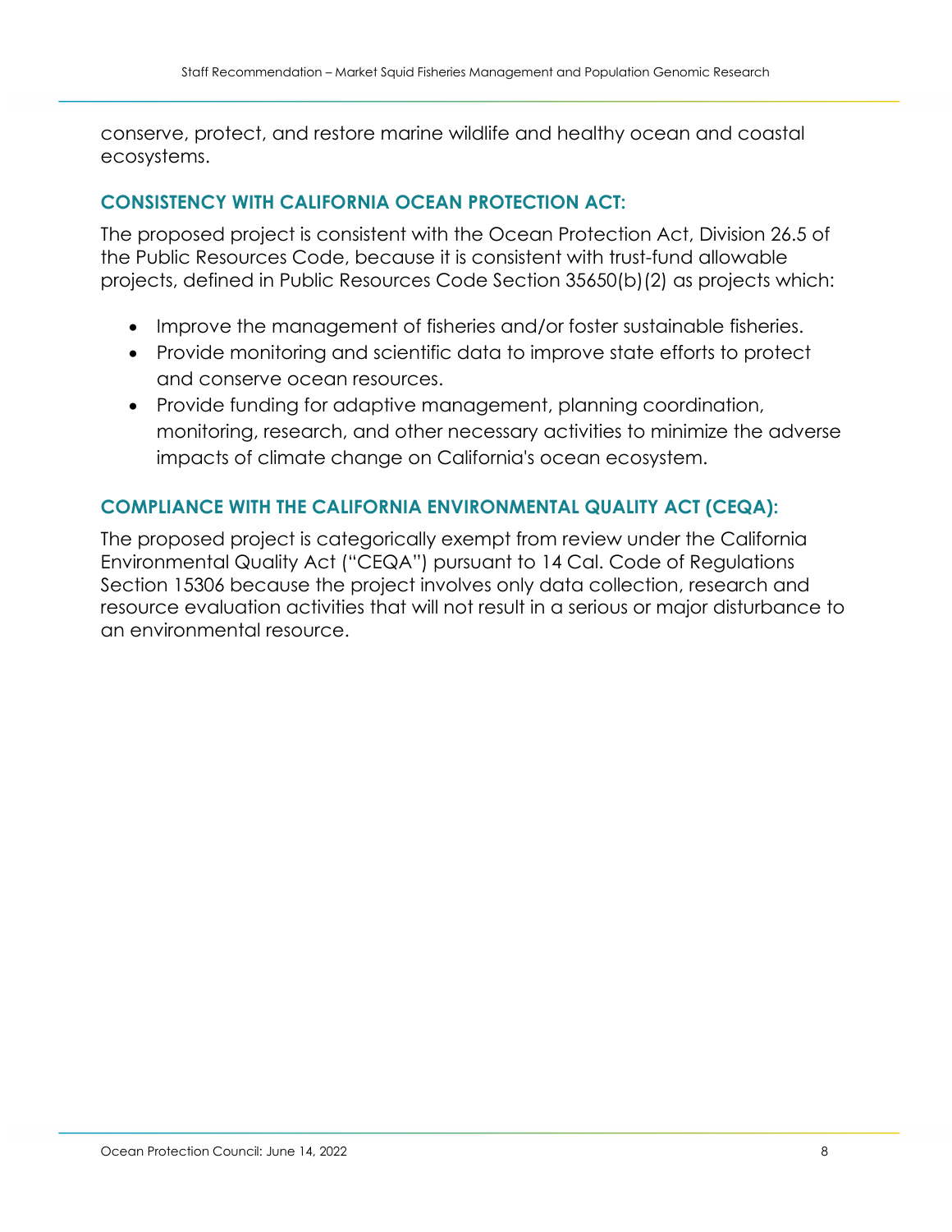conserve, protect, and restore marine wildlife and healthy ocean and coastal ecosystems.

### CONSISTENCY WITH CALIFORNIA OCEAN PROTECTION ACT:

The proposed project is consistent with the Ocean Protection Act, Division 26.5 of the Public Resources Code, because it is consistent with trust-fund allowable projects, defined in Public Resources Code Section 35650(b)(2) as projects which:

- Improve the management of fisheries and/or foster sustainable fisheries.
- Provide monitoring and scientific data to improve state efforts to protect and conserve ocean resources.
- Provide funding for adaptive management, planning coordination, monitoring, research, and other necessary activities to minimize the adverse impacts of climate change on California's ocean ecosystem.

### COMPLIANCE WITH THE CALIFORNIA ENVIRONMENTAL QUALITY ACT (CEQA):

The proposed project is categorically exempt from review under the California Environmental Quality Act ("CEQA") pursuant to 14 Cal. Code of Regulations Section 15306 because the project involves only data collection, research and resource evaluation activities that will not result in a serious or major disturbance to an environmental resource.